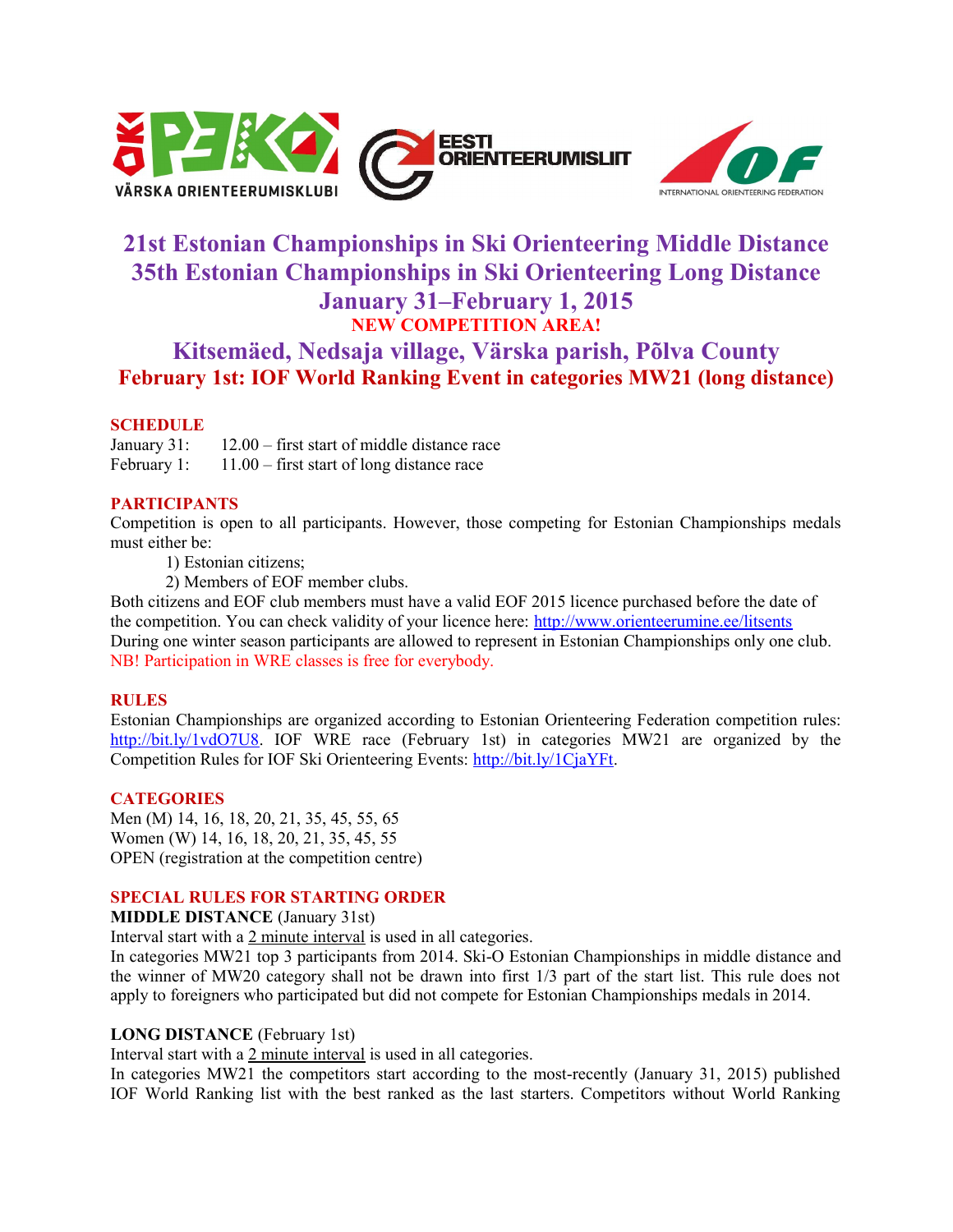# 21st Estonian Championships in Ski Orienteering Middle Distance
# 35th Estonian Championships in Ski Orienteering Long Distance
# January 31–February 1, 2015

**NEW COMPETITION AREA!**

## Kitsemäed, Nedsaja village, Värska parish, Põlva County

**February 1st: IOF World Ranking Event in categories MW21 (long distance)**

### SCHEDULE

January 31: 12.00 – first start of middle distance race
February 1: 11.00 – first start of long distance race

### PARTICIPANTS

Competition is open to all participants. However, those competing for Estonian Championships medals must either be:

1) Estonian citizens;
2) Members of EOF member clubs.

Both citizens and EOF club members must have a valid EOF 2015 licence purchased before the date of the competition. You can check validity of your licence here: http://www.orienteerumine.ee/litsents
During one winter season participants are allowed to represent in Estonian Championships only one club.
NB! Participation in WRE classes is free for everybody.

### RULES

Estonian Championships are organized according to Estonian Orienteering Federation competition rules: http://bit.ly/1vdO7U8. IOF WRE race (February 1st) in categories MW21 are organized by the Competition Rules for IOF Ski Orienteering Events: http://bit.ly/1CjaYFt.

### CATEGORIES

Men (M) 14, 16, 18, 20, 21, 35, 45, 55, 65
Women (W) 14, 16, 18, 20, 21, 35, 45, 55
OPEN (registration at the competition centre)

### SPECIAL RULES FOR STARTING ORDER

**MIDDLE DISTANCE** (January 31st)
Interval start with a 2 minute interval is used in all categories.
In categories MW21 top 3 participants from 2014. Ski-O Estonian Championships in middle distance and the winner of MW20 category shall not be drawn into first 1/3 part of the start list. This rule does not apply to foreigners who participated but did not compete for Estonian Championships medals in 2014.

**LONG DISTANCE** (February 1st)
Interval start with a 2 minute interval is used in all categories.
In categories MW21 the competitors start according to the most-recently (January 31, 2015) published IOF World Ranking list with the best ranked as the last starters. Competitors without World Ranking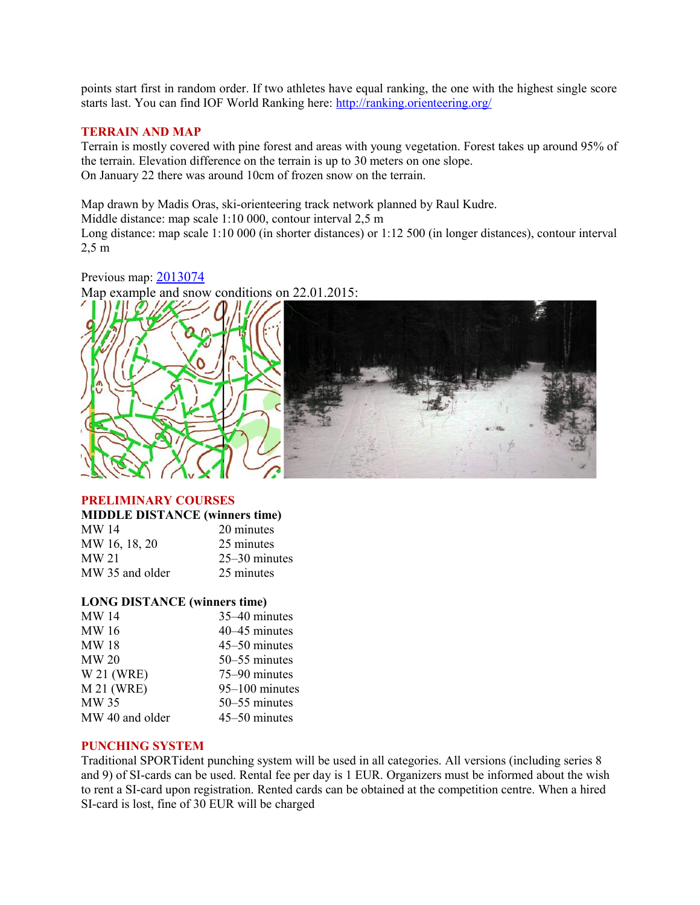points start first in random order. If two athletes have equal ranking, the one with the highest single score starts last. You can find IOF World Ranking here: http://ranking.orienteering.org/

## TERRAIN AND MAP

Terrain is mostly covered with pine forest and areas with young vegetation. Forest takes up around 95% of the terrain. Elevation difference on the terrain is up to 30 meters on one slope.
On January 22 there was around 10cm of frozen snow on the terrain.

Map drawn by Madis Oras, ski-orienteering track network planned by Raul Kudre.
Middle distance: map scale 1:10 000, contour interval 2,5 m
Long distance: map scale 1:10 000 (in shorter distances) or 1:12 500 (in longer distances), contour interval 2,5 m

Previous map: 2013074
Map example and snow conditions on 22.01.2015:

## PRELIMINARY COURSES

**MIDDLE DISTANCE (winners time)**

| | |
|---|---|
| MW 14 | 20 minutes |
| MW 16, 18, 20 | 25 minutes |
| MW 21 | 25–30 minutes |
| MW 35 and older | 25 minutes |

**LONG DISTANCE (winners time)**

| | |
|---|---|
| MW 14 | 35–40 minutes |
| MW 16 | 40–45 minutes |
| MW 18 | 45–50 minutes |
| MW 20 | 50–55 minutes |
| W 21 (WRE) | 75–90 minutes |
| M 21 (WRE) | 95–100 minutes |
| MW 35 | 50–55 minutes |
| MW 40 and older | 45–50 minutes |

## PUNCHING SYSTEM

Traditional SPORTident punching system will be used in all categories. All versions (including series 8 and 9) of SI-cards can be used. Rental fee per day is 1 EUR. Organizers must be informed about the wish to rent a SI-card upon registration. Rented cards can be obtained at the competition centre. When a hired SI-card is lost, fine of 30 EUR will be charged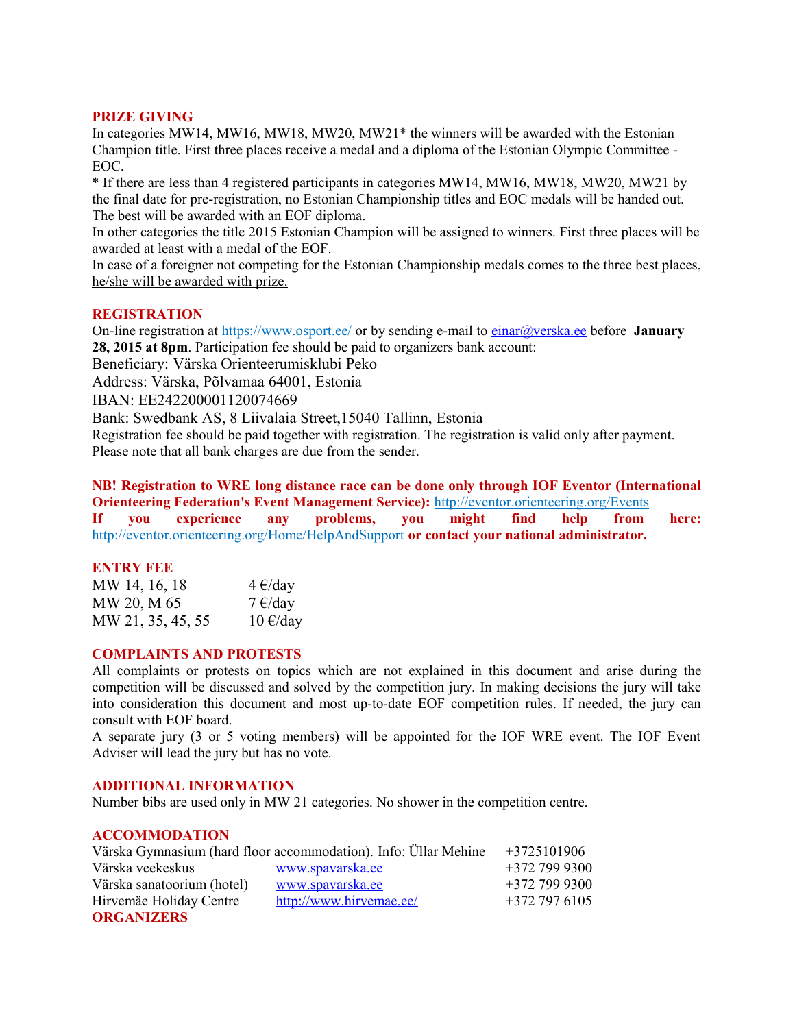## PRIZE GIVING

In categories MW14, MW16, MW18, MW20, MW21* the winners will be awarded with the Estonian Champion title. First three places receive a medal and a diploma of the Estonian Olympic Committee - EOC.

* If there are less than 4 registered participants in categories MW14, MW16, MW18, MW20, MW21 by the final date for pre-registration, no Estonian Championship titles and EOC medals will be handed out. The best will be awarded with an EOF diploma.

In other categories the title 2015 Estonian Champion will be assigned to winners. First three places will be awarded at least with a medal of the EOF.

<u>In case of a foreigner not competing for the Estonian Championship medals comes to the three best places, he/she will be awarded with prize.</u>

## REGISTRATION

On-line registration at https://www.osport.ee/ or by sending e-mail to einar@verska.ee before **January 28, 2015 at 8pm**. Participation fee should be paid to organizers bank account:

Beneficiary: Värska Orienteerumisklubi Peko

Address: Värska, Põlvamaa 64001, Estonia

IBAN: EE242200001120074669

Bank: Swedbank AS, 8 Liivalaia Street,15040 Tallinn, Estonia

Registration fee should be paid together with registration. The registration is valid only after payment. Please note that all bank charges are due from the sender.

**NB! Registration to WRE long distance race can be done only through IOF Eventor (International Orienteering Federation's Event Management Service):** http://eventor.orienteering.org/Events
**If you experience any problems, you might find help from here:** http://eventor.orienteering.org/Home/HelpAndSupport **or contact your national administrator.**

## ENTRY FEE

| | |
|---|---|
| MW 14, 16, 18 | 4 €/day |
| MW 20, M 65 | 7 €/day |
| MW 21, 35, 45, 55 | 10 €/day |

## COMPLAINTS AND PROTESTS

All complaints or protests on topics which are not explained in this document and arise during the competition will be discussed and solved by the competition jury. In making decisions the jury will take into consideration this document and most up-to-date EOF competition rules. If needed, the jury can consult with EOF board.

A separate jury (3 or 5 voting members) will be appointed for the IOF WRE event. The IOF Event Adviser will lead the jury but has no vote.

## ADDITIONAL INFORMATION

Number bibs are used only in MW 21 categories. No shower in the competition centre.

## ACCOMMODATION

| | | |
|---|---|---|
| Värska Gymnasium (hard floor accommodation). Info: Üllar Mehine | | +3725101906 |
| Värska veekeskus | www.spavarska.ee | +372 799 9300 |
| Värska sanatoorium (hotel) | www.spavarska.ee | +372 799 9300 |
| Hirvemäe Holiday Centre | http://www.hirvemae.ee/ | +372 797 6105 |

## ORGANIZERS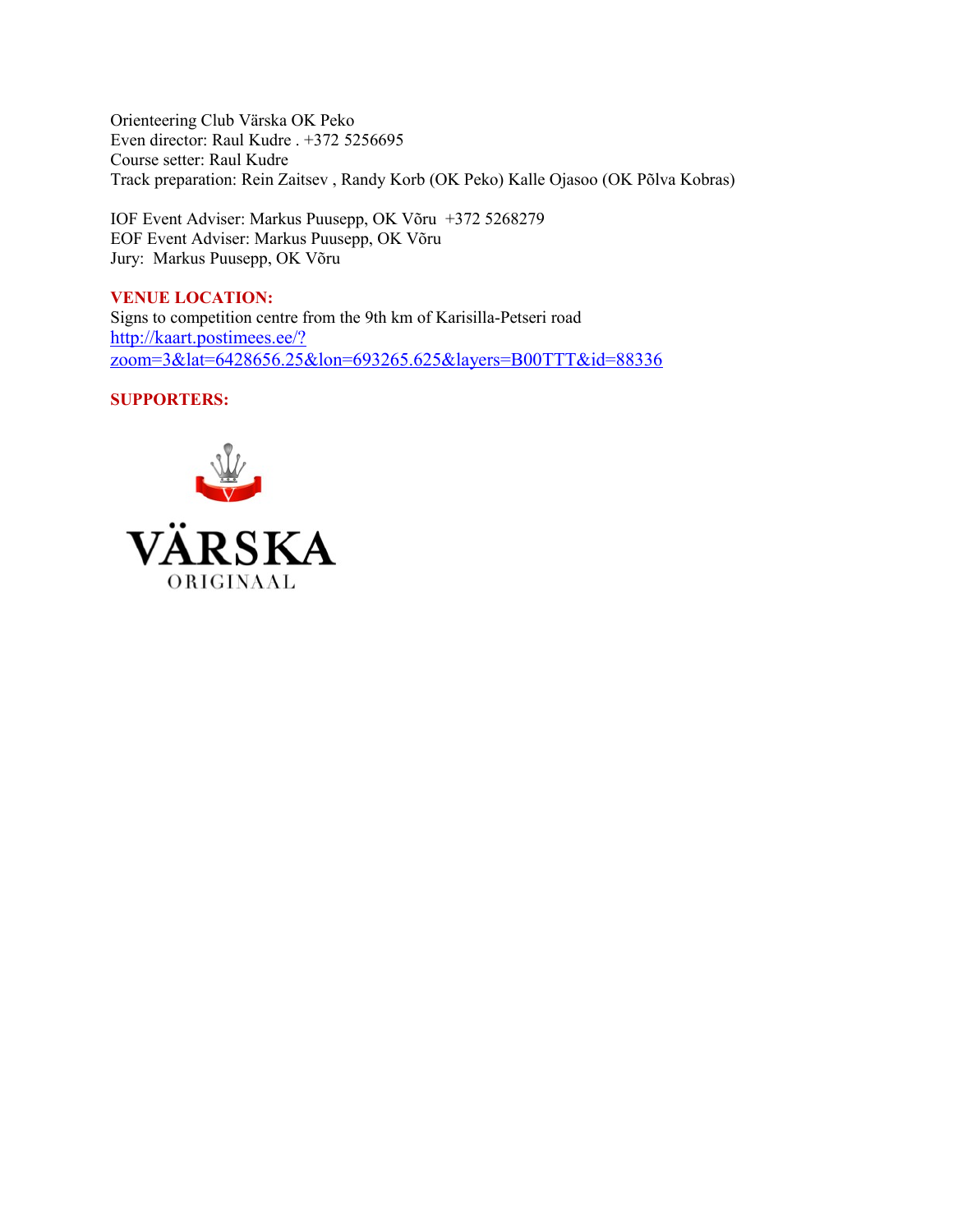Orienteering Club Värska OK Peko
Even director: Raul Kudre . +372 5256695
Course setter: Raul Kudre
Track preparation: Rein Zaitsev , Randy Korb (OK Peko) Kalle Ojasoo (OK Põlva Kobras)

IOF Event Adviser: Markus Puusepp, OK Võru +372 5268279
EOF Event Adviser: Markus Puusepp, OK Võru
Jury: Markus Puusepp, OK Võru

**VENUE LOCATION:**
Signs to competition centre from the 9th km of Karisilla-Petseri road
[http://kaart.postimees.ee/?zoom=3&lat=6428656.25&lon=693265.625&layers=B00TTT&id=88336](http://kaart.postimees.ee/?zoom=3&lat=6428656.25&lon=693265.625&layers=B00TTT&id=88336)

**SUPPORTERS:**

VÄRSKA
ORIGINAAL